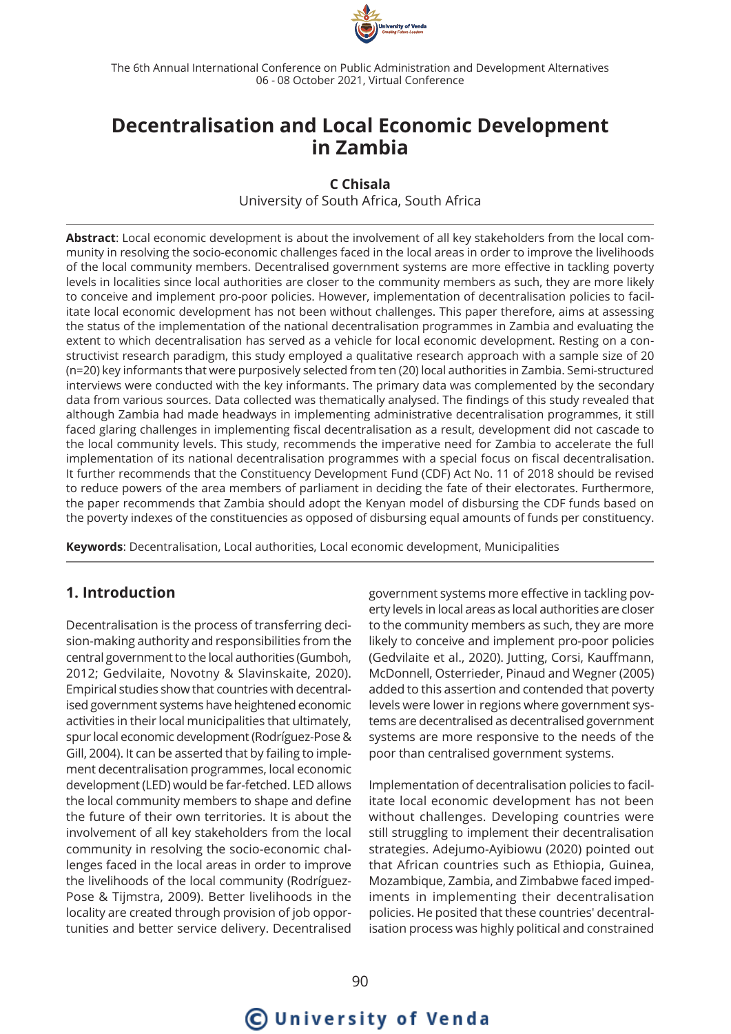# Decentralisation and Local Economic Development in Zambia

**C Chisala**

University of South Africa, South Africa

**Abstract**: Local economic development is about the involvement of all key stakeholders from the local community in resolving the socio-economic challenges faced in the local areas in order to improve the livelihoods of the local community members. Decentralised government systems are more effective in tackling poverty levels in localities since local authorities are closer to the community members as such, they are more likely to conceive and implement pro-poor policies. However, implementation of decentralisation policies to facilitate local economic development has not been without challenges. This paper therefore, aims at assessing the status of the implementation of the national decentralisation programmes in Zambia and evaluating the extent to which decentralisation has served as a vehicle for local economic development. Resting on a constructivist research paradigm, this study employed a qualitative research approach with a sample size of 20 (n=20) key informants that were purposively selected from ten (20) local authorities in Zambia. Semi-structured interviews were conducted with the key informants. The primary data was complemented by the secondary data from various sources. Data collected was thematically analysed. The findings of this study revealed that although Zambia had made headways in implementing administrative decentralisation programmes, it still faced glaring challenges in implementing fiscal decentralisation as a result, development did not cascade to the local community levels. This study, recommends the imperative need for Zambia to accelerate the full implementation of its national decentralisation programmes with a special focus on fiscal decentralisation. It further recommends that the Constituency Development Fund (CDF) Act No. 11 of 2018 should be revised to reduce powers of the area members of parliament in deciding the fate of their electorates. Furthermore, the paper recommends that Zambia should adopt the Kenyan model of disbursing the CDF funds based on the poverty indexes of the constituencies as opposed of disbursing equal amounts of funds per constituency.

**Keywords**: Decentralisation, Local authorities, Local economic development, Municipalities

## 1. Introduction

Decentralisation is the process of transferring decision-making authority and responsibilities from the central government to the local authorities (Gumboh, 2012; Gedvilaite, Novotny & Slavinskaite, 2020). Empirical studies show that countries with decentralised government systems have heightened economic activities in their local municipalities that ultimately, spur local economic development (Rodríguez-Pose & Gill, 2004). It can be asserted that by failing to implement decentralisation programmes, local economic development (LED) would be far-fetched. LED allows the local community members to shape and define the future of their own territories. It is about the involvement of all key stakeholders from the local community in resolving the socio-economic challenges faced in the local areas in order to improve the livelihoods of the local community (Rodríguez-Pose & Tijmstra, 2009). Better livelihoods in the locality are created through provision of job opportunities and better service delivery. Decentralised government systems more effective in tackling poverty levels in local areas as local authorities are closer to the community members as such, they are more likely to conceive and implement pro-poor policies (Gedvilaite et al., 2020). Jutting, Corsi, Kauffmann, McDonnell, Osterrieder, Pinaud and Wegner (2005) added to this assertion and contended that poverty levels were lower in regions where government systems are decentralised as decentralised government systems are more responsive to the needs of the poor than centralised government systems.

Implementation of decentralisation policies to facilitate local economic development has not been without challenges. Developing countries were still struggling to implement their decentralisation strategies. Adejumo-Ayibiowu (2020) pointed out that African countries such as Ethiopia, Guinea, Mozambique, Zambia, and Zimbabwe faced impediments in implementing their decentralisation policies. He posited that these countries' decentralisation process was highly political and constrained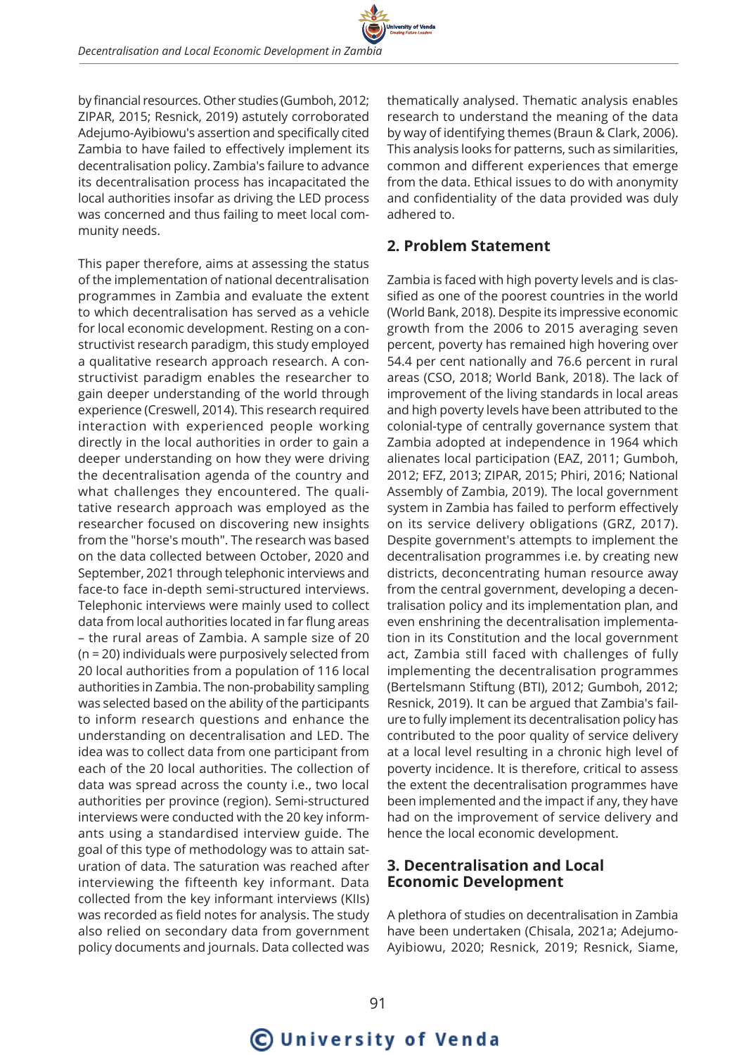by financial resources. Other studies (Gumboh, 2012; ZIPAR, 2015; Resnick, 2019) astutely corroborated Adejumo-Ayibiowu's assertion and specifically cited Zambia to have failed to effectively implement its decentralisation policy. Zambia's failure to advance its decentralisation process has incapacitated the local authorities insofar as driving the LED process was concerned and thus failing to meet local community needs.

This paper therefore, aims at assessing the status of the implementation of national decentralisation programmes in Zambia and evaluate the extent to which decentralisation has served as a vehicle for local economic development. Resting on a constructivist research paradigm, this study employed a qualitative research approach research. A constructivist paradigm enables the researcher to gain deeper understanding of the world through experience (Creswell, 2014). This research required interaction with experienced people working directly in the local authorities in order to gain a deeper understanding on how they were driving the decentralisation agenda of the country and what challenges they encountered. The qualitative research approach was employed as the researcher focused on discovering new insights from the "horse's mouth". The research was based on the data collected between October, 2020 and September, 2021 through telephonic interviews and face-to face in-depth semi-structured interviews. Telephonic interviews were mainly used to collect data from local authorities located in far flung areas – the rural areas of Zambia. A sample size of 20 (n = 20) individuals were purposively selected from 20 local authorities from a population of 116 local authorities in Zambia. The non-probability sampling was selected based on the ability of the participants to inform research questions and enhance the understanding on decentralisation and LED. The idea was to collect data from one participant from each of the 20 local authorities. The collection of data was spread across the county i.e., two local authorities per province (region). Semi-structured interviews were conducted with the 20 key informants using a standardised interview guide. The goal of this type of methodology was to attain saturation of data. The saturation was reached after interviewing the fifteenth key informant. Data collected from the key informant interviews (KIIs) was recorded as field notes for analysis. The study also relied on secondary data from government policy documents and journals. Data collected was thematically analysed. Thematic analysis enables research to understand the meaning of the data by way of identifying themes (Braun & Clark, 2006). This analysis looks for patterns, such as similarities, common and different experiences that emerge from the data. Ethical issues to do with anonymity and confidentiality of the data provided was duly adhered to.

## 2. Problem Statement

Zambia is faced with high poverty levels and is classified as one of the poorest countries in the world (World Bank, 2018). Despite its impressive economic growth from the 2006 to 2015 averaging seven percent, poverty has remained high hovering over 54.4 per cent nationally and 76.6 percent in rural areas (CSO, 2018; World Bank, 2018). The lack of improvement of the living standards in local areas and high poverty levels have been attributed to the colonial-type of centrally governance system that Zambia adopted at independence in 1964 which alienates local participation (EAZ, 2011; Gumboh, 2012; EFZ, 2013; ZIPAR, 2015; Phiri, 2016; National Assembly of Zambia, 2019). The local government system in Zambia has failed to perform effectively on its service delivery obligations (GRZ, 2017). Despite government's attempts to implement the decentralisation programmes i.e. by creating new districts, deconcentrating human resource away from the central government, developing a decentralisation policy and its implementation plan, and even enshrining the decentralisation implementation in its Constitution and the local government act, Zambia still faced with challenges of fully implementing the decentralisation programmes (Bertelsmann Stiftung (BTI), 2012; Gumboh, 2012; Resnick, 2019). It can be argued that Zambia's failure to fully implement its decentralisation policy has contributed to the poor quality of service delivery at a local level resulting in a chronic high level of poverty incidence. It is therefore, critical to assess the extent the decentralisation programmes have been implemented and the impact if any, they have had on the improvement of service delivery and hence the local economic development.

## 3. Decentralisation and Local Economic Development

A plethora of studies on decentralisation in Zambia have been undertaken (Chisala, 2021a; Adejumo-Ayibiowu, 2020; Resnick, 2019; Resnick, Siame,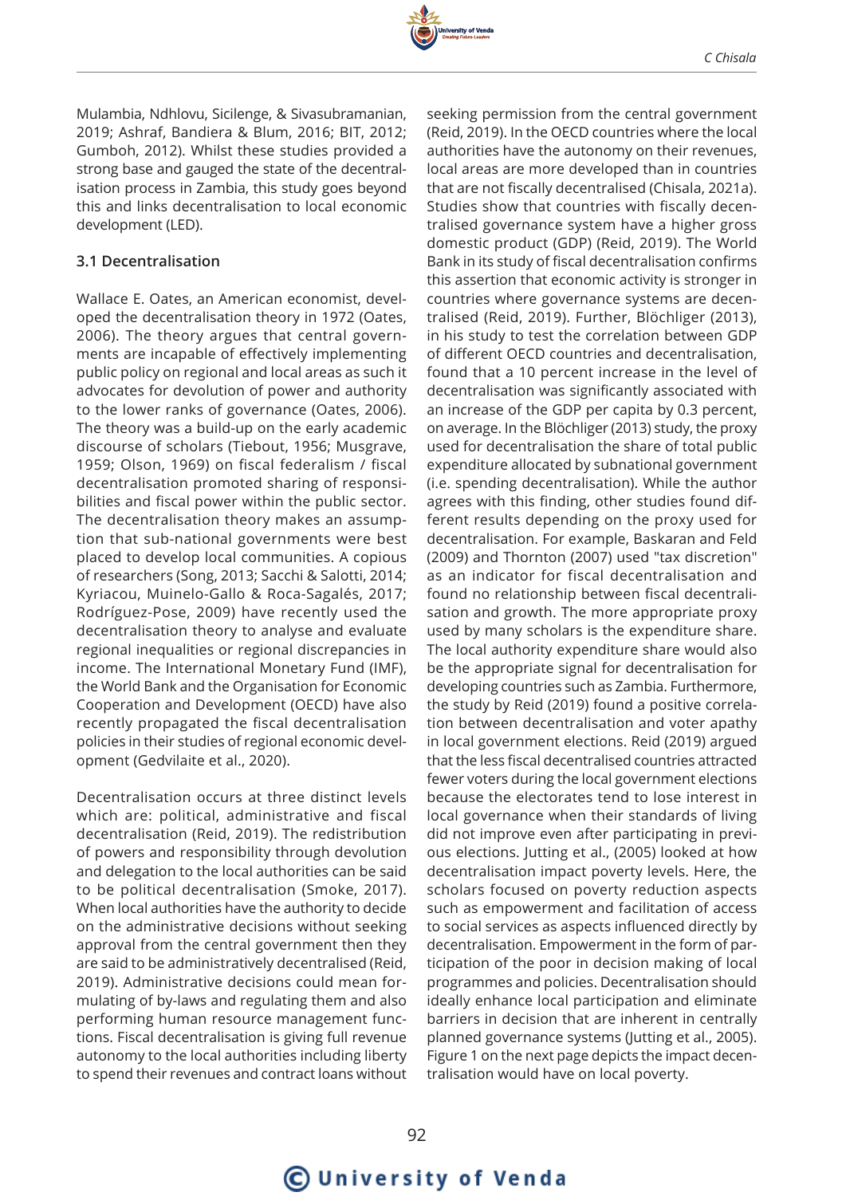Mulambia, Ndhlovu, Sicilenge, & Sivasubramanian, 2019; Ashraf, Bandiera & Blum, 2016; BIT, 2012; Gumboh, 2012). Whilst these studies provided a strong base and gauged the state of the decentralisation process in Zambia, this study goes beyond this and links decentralisation to local economic development (LED).

### 3.1 Decentralisation

Wallace E. Oates, an American economist, developed the decentralisation theory in 1972 (Oates, 2006). The theory argues that central governments are incapable of effectively implementing public policy on regional and local areas as such it advocates for devolution of power and authority to the lower ranks of governance (Oates, 2006). The theory was a build-up on the early academic discourse of scholars (Tiebout, 1956; Musgrave, 1959; Olson, 1969) on fiscal federalism / fiscal decentralisation promoted sharing of responsibilities and fiscal power within the public sector. The decentralisation theory makes an assumption that sub-national governments were best placed to develop local communities. A copious of researchers (Song, 2013; Sacchi & Salotti, 2014; Kyriacou, Muinelo-Gallo & Roca-Sagalés, 2017; Rodríguez-Pose, 2009) have recently used the decentralisation theory to analyse and evaluate regional inequalities or regional discrepancies in income. The International Monetary Fund (IMF), the World Bank and the Organisation for Economic Cooperation and Development (OECD) have also recently propagated the fiscal decentralisation policies in their studies of regional economic development (Gedvilaite et al., 2020).

Decentralisation occurs at three distinct levels which are: political, administrative and fiscal decentralisation (Reid, 2019). The redistribution of powers and responsibility through devolution and delegation to the local authorities can be said to be political decentralisation (Smoke, 2017). When local authorities have the authority to decide on the administrative decisions without seeking approval from the central government then they are said to be administratively decentralised (Reid, 2019). Administrative decisions could mean formulating of by-laws and regulating them and also performing human resource management functions. Fiscal decentralisation is giving full revenue autonomy to the local authorities including liberty to spend their revenues and contract loans without seeking permission from the central government (Reid, 2019). In the OECD countries where the local authorities have the autonomy on their revenues, local areas are more developed than in countries that are not fiscally decentralised (Chisala, 2021a). Studies show that countries with fiscally decentralised governance system have a higher gross domestic product (GDP) (Reid, 2019). The World Bank in its study of fiscal decentralisation confirms this assertion that economic activity is stronger in countries where governance systems are decentralised (Reid, 2019). Further, Blöchliger (2013), in his study to test the correlation between GDP of different OECD countries and decentralisation, found that a 10 percent increase in the level of decentralisation was significantly associated with an increase of the GDP per capita by 0.3 percent, on average. In the Blöchliger (2013) study, the proxy used for decentralisation the share of total public expenditure allocated by subnational government (i.e. spending decentralisation). While the author agrees with this finding, other studies found different results depending on the proxy used for decentralisation. For example, Baskaran and Feld (2009) and Thornton (2007) used "tax discretion" as an indicator for fiscal decentralisation and found no relationship between fiscal decentralisation and growth. The more appropriate proxy used by many scholars is the expenditure share. The local authority expenditure share would also be the appropriate signal for decentralisation for developing countries such as Zambia. Furthermore, the study by Reid (2019) found a positive correlation between decentralisation and voter apathy in local government elections. Reid (2019) argued that the less fiscal decentralised countries attracted fewer voters during the local government elections because the electorates tend to lose interest in local governance when their standards of living did not improve even after participating in previous elections. Jutting et al., (2005) looked at how decentralisation impact poverty levels. Here, the scholars focused on poverty reduction aspects such as empowerment and facilitation of access to social services as aspects influenced directly by decentralisation. Empowerment in the form of participation of the poor in decision making of local programmes and policies. Decentralisation should ideally enhance local participation and eliminate barriers in decision that are inherent in centrally planned governance systems (Jutting et al., 2005). Figure 1 on the next page depicts the impact decentralisation would have on local poverty.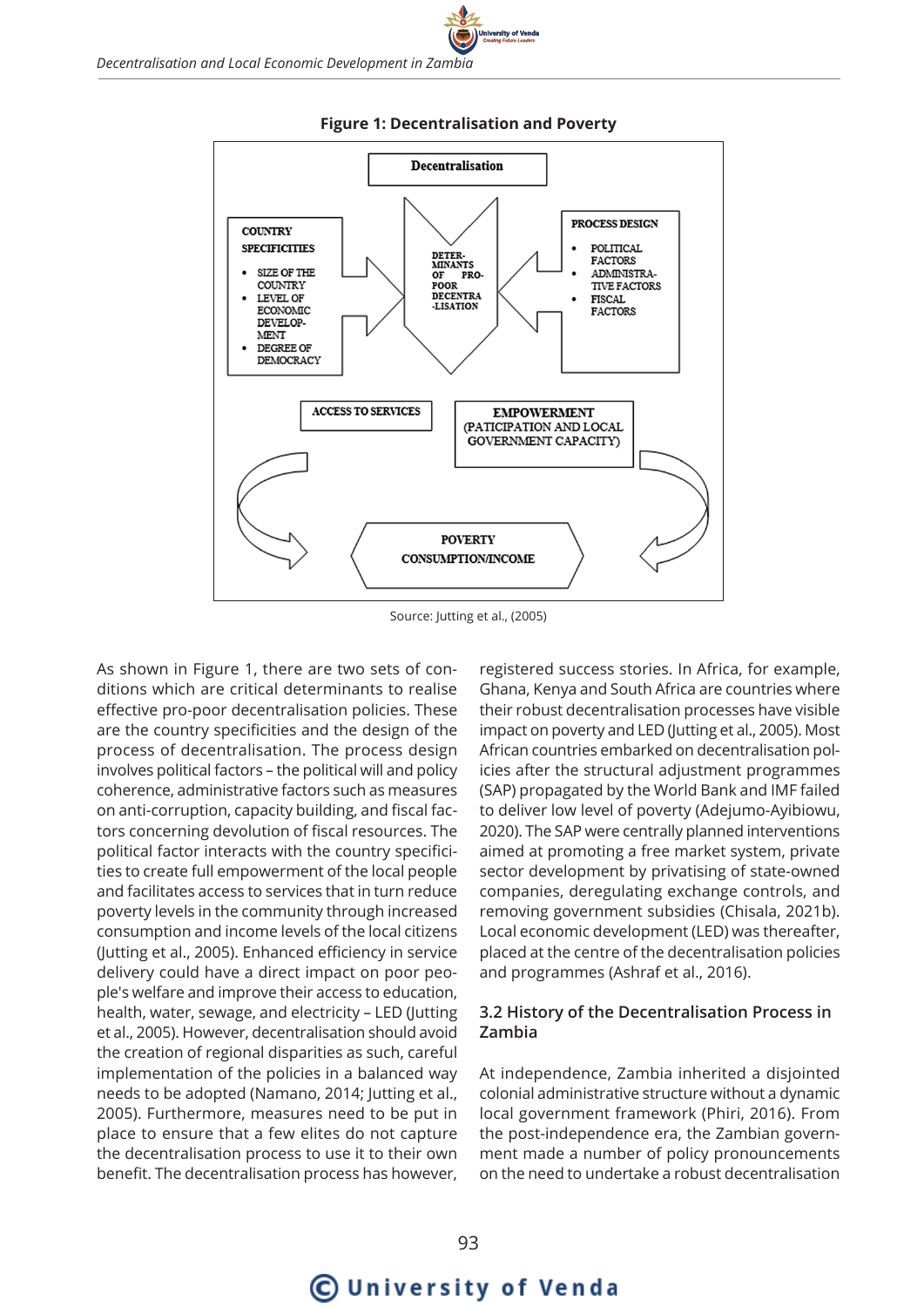**Figure 1: Decentralisation and Poverty**

Source: Jutting et al., (2005)

As shown in Figure 1, there are two sets of conditions which are critical determinants to realise effective pro-poor decentralisation policies. These are the country specificities and the design of the process of decentralisation. The process design involves political factors – the political will and policy coherence, administrative factors such as measures on anti-corruption, capacity building, and fiscal factors concerning devolution of fiscal resources. The political factor interacts with the country specificities to create full empowerment of the local people and facilitates access to services that in turn reduce poverty levels in the community through increased consumption and income levels of the local citizens (Jutting et al., 2005). Enhanced efficiency in service delivery could have a direct impact on poor people's welfare and improve their access to education, health, water, sewage, and electricity – LED (Jutting et al., 2005). However, decentralisation should avoid the creation of regional disparities as such, careful implementation of the policies in a balanced way needs to be adopted (Namano, 2014; Jutting et al., 2005). Furthermore, measures need to be put in place to ensure that a few elites do not capture the decentralisation process to use it to their own benefit. The decentralisation process has however, registered success stories. In Africa, for example, Ghana, Kenya and South Africa are countries where their robust decentralisation processes have visible impact on poverty and LED (Jutting et al., 2005). Most African countries embarked on decentralisation policies after the structural adjustment programmes (SAP) propagated by the World Bank and IMF failed to deliver low level of poverty (Adejumo-Ayibiowu, 2020). The SAP were centrally planned interventions aimed at promoting a free market system, private sector development by privatising of state-owned companies, deregulating exchange controls, and removing government subsidies (Chisala, 2021b). Local economic development (LED) was thereafter, placed at the centre of the decentralisation policies and programmes (Ashraf et al., 2016).

## 3.2 History of the Decentralisation Process in Zambia

At independence, Zambia inherited a disjointed colonial administrative structure without a dynamic local government framework (Phiri, 2016). From the post-independence era, the Zambian government made a number of policy pronouncements on the need to undertake a robust decentralisation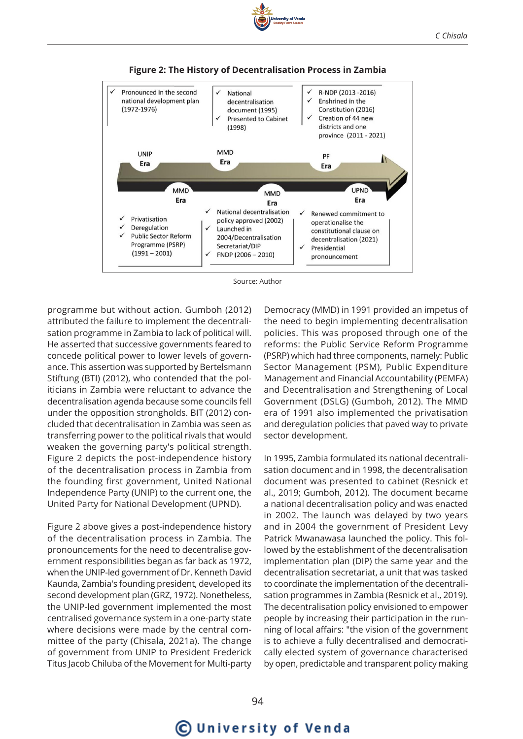**Figure 2: The History of Decentralisation Process in Zambia**

| UNIP Era | MMD Era | PF Era |
|---|---|---|
| ✓ Pronounced in the second national development plan (1972-1976) | ✓ National decentralisation document (1995) ✓ Presented to Cabinet (1998) | ✓ R-NDP (2013 -2016) ✓ Enshrined in the Constitution (2016) ✓ Creation of 44 new districts and one province (2011 - 2021) |

| MMD Era | MMD Era | UPND Era |
|---|---|---|
| ✓ Privatisation ✓ Deregulation ✓ Public Sector Reform Programme (PSRP) (1991 – 2001) | ✓ National decentralisation policy approved (2002) ✓ Launched in 2004/Decentralisation Secretariat/DIP ✓ FNDP (2006 – 2010) | ✓ Renewed commitment to operationalise the constitutional clause on decentralisation (2021) ✓ Presidential pronouncement |

Source: Author

programme but without action. Gumboh (2012) attributed the failure to implement the decentralisation programme in Zambia to lack of political will. He asserted that successive governments feared to concede political power to lower levels of governance. This assertion was supported by Bertelsmann Stiftung (BTI) (2012), who contended that the politicians in Zambia were reluctant to advance the decentralisation agenda because some councils fell under the opposition strongholds. BIT (2012) concluded that decentralisation in Zambia was seen as transferring power to the political rivals that would weaken the governing party's political strength. Figure 2 depicts the post-independence history of the decentralisation process in Zambia from the founding first government, United National Independence Party (UNIP) to the current one, the United Party for National Development (UPND).

Figure 2 above gives a post-independence history of the decentralisation process in Zambia. The pronouncements for the need to decentralise government responsibilities began as far back as 1972, when the UNIP-led government of Dr. Kenneth David Kaunda, Zambia's founding president, developed its second development plan (GRZ, 1972). Nonetheless, the UNIP-led government implemented the most centralised governance system in a one-party state where decisions were made by the central committee of the party (Chisala, 2021a). The change of government from UNIP to President Frederick Titus Jacob Chiluba of the Movement for Multi-party Democracy (MMD) in 1991 provided an impetus of the need to begin implementing decentralisation policies. This was proposed through one of the reforms: the Public Service Reform Programme (PSRP) which had three components, namely: Public Sector Management (PSM), Public Expenditure Management and Financial Accountability (PEMFA) and Decentralisation and Strengthening of Local Government (DSLG) (Gumboh, 2012). The MMD era of 1991 also implemented the privatisation and deregulation policies that paved way to private sector development.

In 1995, Zambia formulated its national decentralisation document and in 1998, the decentralisation document was presented to cabinet (Resnick et al., 2019; Gumboh, 2012). The document became a national decentralisation policy and was enacted in 2002. The launch was delayed by two years and in 2004 the government of President Levy Patrick Mwanawasa launched the policy. This followed by the establishment of the decentralisation implementation plan (DIP) the same year and the decentralisation secretariat, a unit that was tasked to coordinate the implementation of the decentralisation programmes in Zambia (Resnick et al., 2019). The decentralisation policy envisioned to empower people by increasing their participation in the running of local affairs: "the vision of the government is to achieve a fully decentralised and democratically elected system of governance characterised by open, predictable and transparent policy making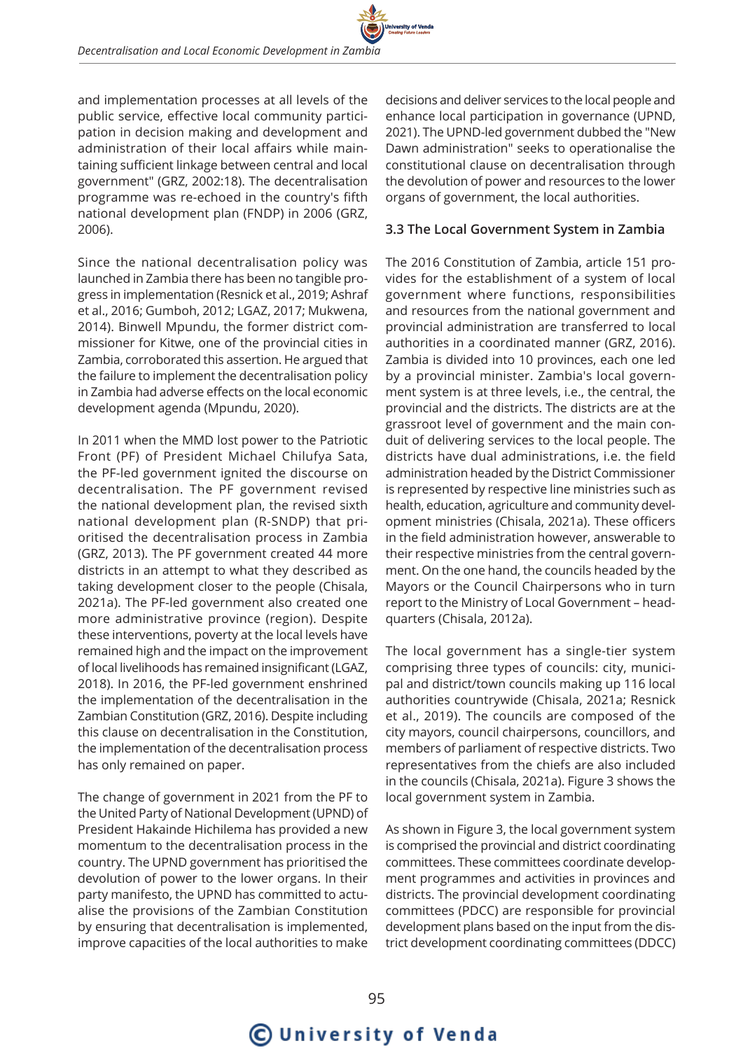and implementation processes at all levels of the public service, effective local community participation in decision making and development and administration of their local affairs while maintaining sufficient linkage between central and local government" (GRZ, 2002:18). The decentralisation programme was re-echoed in the country's fifth national development plan (FNDP) in 2006 (GRZ, 2006).

Since the national decentralisation policy was launched in Zambia there has been no tangible progress in implementation (Resnick et al., 2019; Ashraf et al., 2016; Gumboh, 2012; LGAZ, 2017; Mukwena, 2014). Binwell Mpundu, the former district commissioner for Kitwe, one of the provincial cities in Zambia, corroborated this assertion. He argued that the failure to implement the decentralisation policy in Zambia had adverse effects on the local economic development agenda (Mpundu, 2020).

In 2011 when the MMD lost power to the Patriotic Front (PF) of President Michael Chilufya Sata, the PF-led government ignited the discourse on decentralisation. The PF government revised the national development plan, the revised sixth national development plan (R-SNDP) that prioritised the decentralisation process in Zambia (GRZ, 2013). The PF government created 44 more districts in an attempt to what they described as taking development closer to the people (Chisala, 2021a). The PF-led government also created one more administrative province (region). Despite these interventions, poverty at the local levels have remained high and the impact on the improvement of local livelihoods has remained insignificant (LGAZ, 2018). In 2016, the PF-led government enshrined the implementation of the decentralisation in the Zambian Constitution (GRZ, 2016). Despite including this clause on decentralisation in the Constitution, the implementation of the decentralisation process has only remained on paper.

The change of government in 2021 from the PF to the United Party of National Development (UPND) of President Hakainde Hichilema has provided a new momentum to the decentralisation process in the country. The UPND government has prioritised the devolution of power to the lower organs. In their party manifesto, the UPND has committed to actualise the provisions of the Zambian Constitution by ensuring that decentralisation is implemented, improve capacities of the local authorities to make decisions and deliver services to the local people and enhance local participation in governance (UPND, 2021). The UPND-led government dubbed the "New Dawn administration" seeks to operationalise the constitutional clause on decentralisation through the devolution of power and resources to the lower organs of government, the local authorities.

### 3.3 The Local Government System in Zambia

The 2016 Constitution of Zambia, article 151 provides for the establishment of a system of local government where functions, responsibilities and resources from the national government and provincial administration are transferred to local authorities in a coordinated manner (GRZ, 2016). Zambia is divided into 10 provinces, each one led by a provincial minister. Zambia's local government system is at three levels, i.e., the central, the provincial and the districts. The districts are at the grassroot level of government and the main conduit of delivering services to the local people. The districts have dual administrations, i.e. the field administration headed by the District Commissioner is represented by respective line ministries such as health, education, agriculture and community development ministries (Chisala, 2021a). These officers in the field administration however, answerable to their respective ministries from the central government. On the one hand, the councils headed by the Mayors or the Council Chairpersons who in turn report to the Ministry of Local Government – headquarters (Chisala, 2012a).

The local government has a single-tier system comprising three types of councils: city, municipal and district/town councils making up 116 local authorities countrywide (Chisala, 2021a; Resnick et al., 2019). The councils are composed of the city mayors, council chairpersons, councillors, and members of parliament of respective districts. Two representatives from the chiefs are also included in the councils (Chisala, 2021a). Figure 3 shows the local government system in Zambia.

As shown in Figure 3, the local government system is comprised the provincial and district coordinating committees. These committees coordinate development programmes and activities in provinces and districts. The provincial development coordinating committees (PDCC) are responsible for provincial development plans based on the input from the district development coordinating committees (DDCC)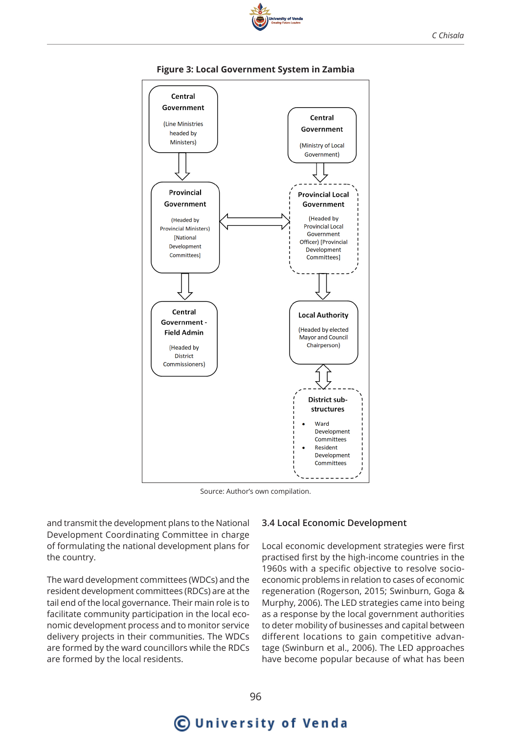**Figure 3: Local Government System in Zambia**

**Central Government** (Line Ministries headed by Ministers)

**Provincial Government** (Headed by Provincial Ministers) [National Development Committees]

**Central Government - Field Admin** (Headed by District Commissioners)

**Central Government** (Ministry of Local Government)

**Provincial Local Government** (Headed by Provincial Local Government Officer) [Provincial Development Committees]

**Local Authority** (Headed by elected Mayor and Council Chairperson)

**District sub-structures**

- Ward Development Committees
- Resident Development Committees

Source: Author's own compilation.

and transmit the development plans to the National Development Coordinating Committee in charge of formulating the national development plans for the country.

The ward development committees (WDCs) and the resident development committees (RDCs) are at the tail end of the local governance. Their main role is to facilitate community participation in the local economic development process and to monitor service delivery projects in their communities. The WDCs are formed by the ward councillors while the RDCs are formed by the local residents.

### 3.4 Local Economic Development

Local economic development strategies were first practised first by the high-income countries in the 1960s with a specific objective to resolve socio-economic problems in relation to cases of economic regeneration (Rogerson, 2015; Swinburn, Goga & Murphy, 2006). The LED strategies came into being as a response by the local government authorities to deter mobility of businesses and capital between different locations to gain competitive advantage (Swinburn et al., 2006). The LED approaches have become popular because of what has been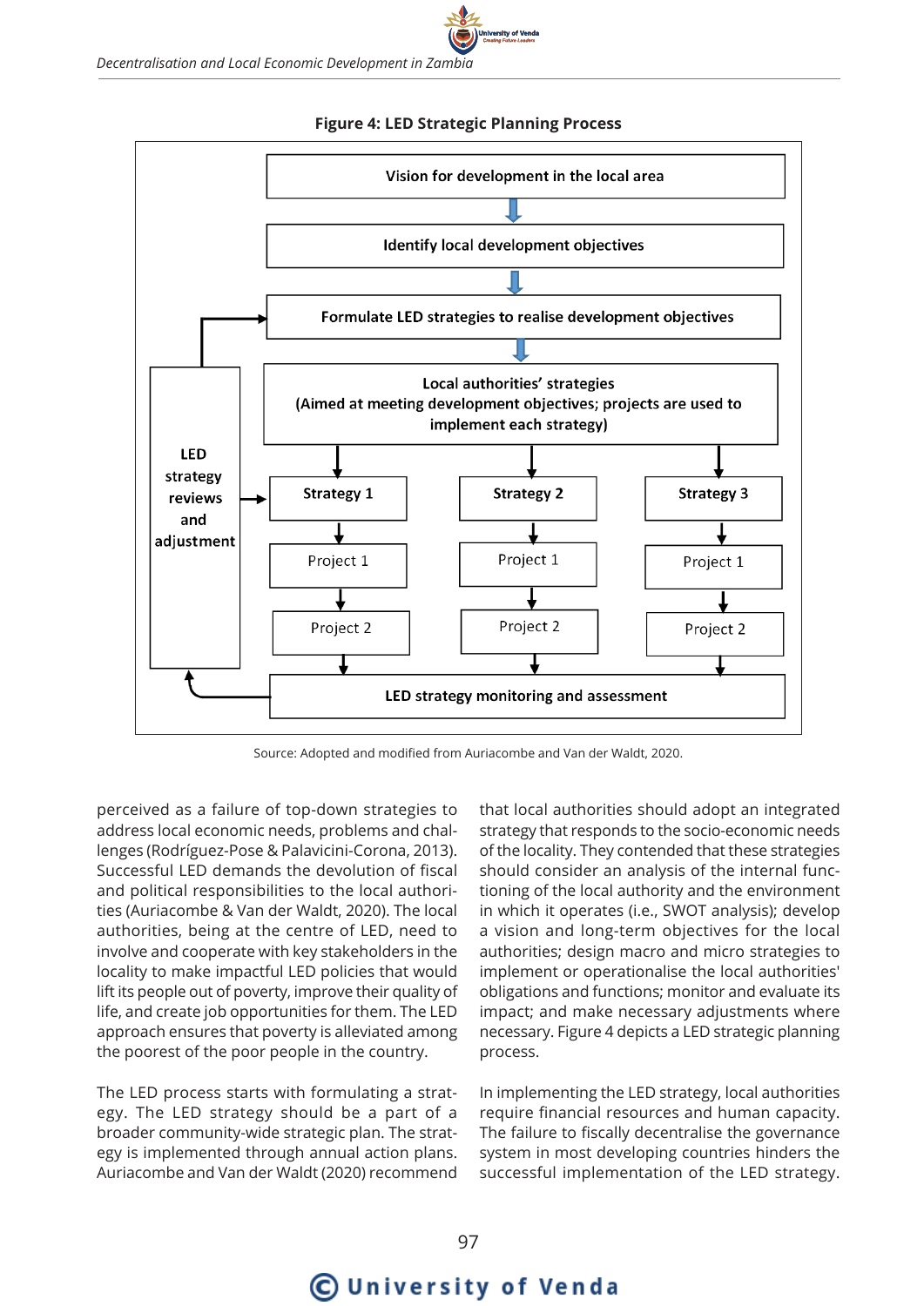**Figure 4: LED Strategic Planning Process**

Vision for development in the local area

↓

Identify local development objectives

↓

Formulate LED strategies to realise development objectives

↓

Local authorities' strategies
(Aimed at meeting development objectives; projects are used to implement each strategy)

| Strategy 1 | Strategy 2 | Strategy 3 |
|---|---|---|
| Project 1 | Project 1 | Project 1 |
| Project 2 | Project 2 | Project 2 |

LED strategy monitoring and assessment

LED strategy reviews and adjustment

Source: Adopted and modified from Auriacombe and Van der Waldt, 2020.

perceived as a failure of top-down strategies to address local economic needs, problems and challenges (Rodríguez-Pose & Palavicini-Corona, 2013). Successful LED demands the devolution of fiscal and political responsibilities to the local authorities (Auriacombe & Van der Waldt, 2020). The local authorities, being at the centre of LED, need to involve and cooperate with key stakeholders in the locality to make impactful LED policies that would lift its people out of poverty, improve their quality of life, and create job opportunities for them. The LED approach ensures that poverty is alleviated among the poorest of the poor people in the country.

The LED process starts with formulating a strategy. The LED strategy should be a part of a broader community-wide strategic plan. The strategy is implemented through annual action plans. Auriacombe and Van der Waldt (2020) recommend that local authorities should adopt an integrated strategy that responds to the socio-economic needs of the locality. They contended that these strategies should consider an analysis of the internal functioning of the local authority and the environment in which it operates (i.e., SWOT analysis); develop a vision and long-term objectives for the local authorities; design macro and micro strategies to implement or operationalise the local authorities' obligations and functions; monitor and evaluate its impact; and make necessary adjustments where necessary. Figure 4 depicts a LED strategic planning process.

In implementing the LED strategy, local authorities require financial resources and human capacity. The failure to fiscally decentralise the governance system in most developing countries hinders the successful implementation of the LED strategy.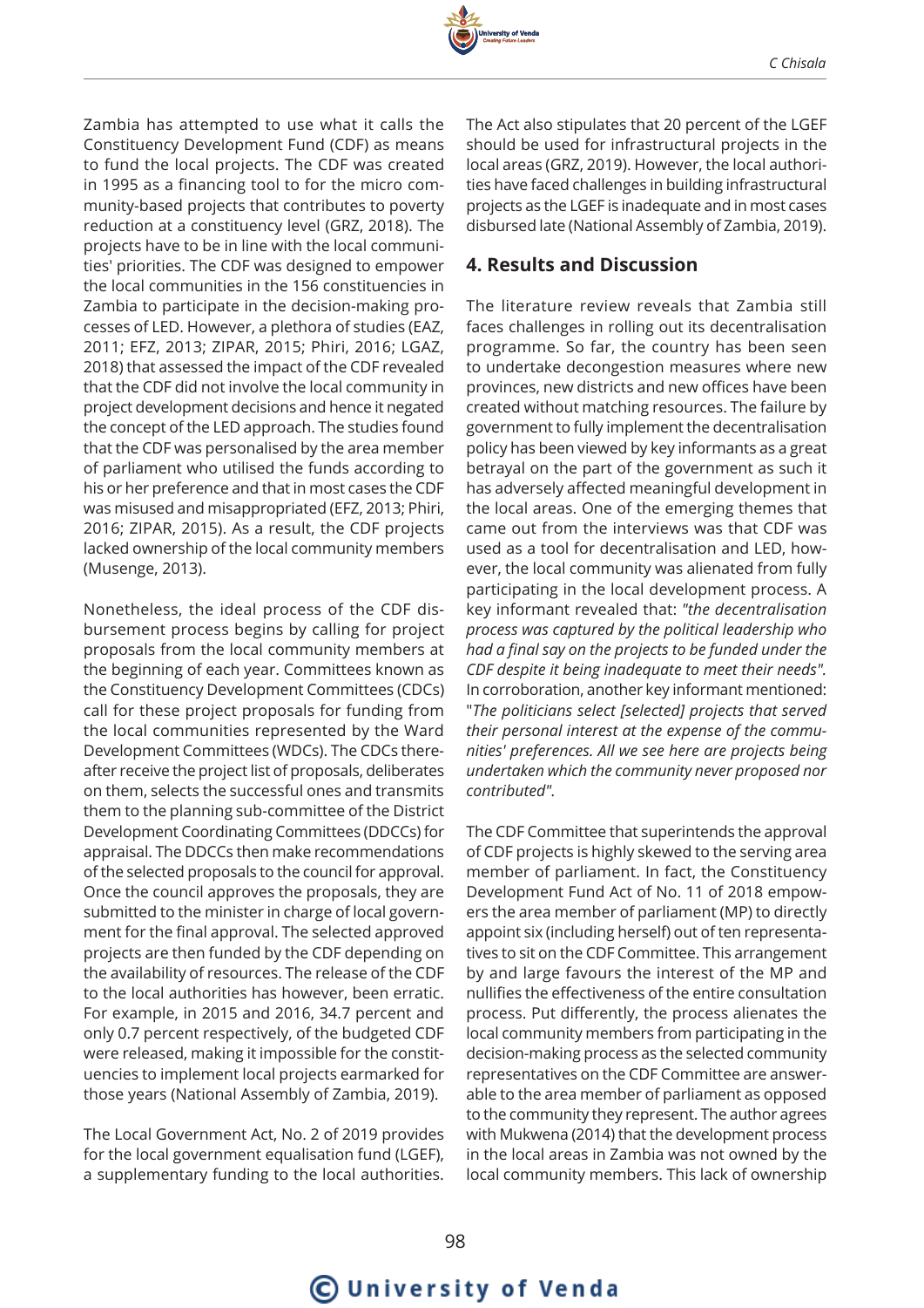Zambia has attempted to use what it calls the Constituency Development Fund (CDF) as means to fund the local projects. The CDF was created in 1995 as a financing tool to for the micro community-based projects that contributes to poverty reduction at a constituency level (GRZ, 2018). The projects have to be in line with the local communities' priorities. The CDF was designed to empower the local communities in the 156 constituencies in Zambia to participate in the decision-making processes of LED. However, a plethora of studies (EAZ, 2011; EFZ, 2013; ZIPAR, 2015; Phiri, 2016; LGAZ, 2018) that assessed the impact of the CDF revealed that the CDF did not involve the local community in project development decisions and hence it negated the concept of the LED approach. The studies found that the CDF was personalised by the area member of parliament who utilised the funds according to his or her preference and that in most cases the CDF was misused and misappropriated (EFZ, 2013; Phiri, 2016; ZIPAR, 2015). As a result, the CDF projects lacked ownership of the local community members (Musenge, 2013).

Nonetheless, the ideal process of the CDF disbursement process begins by calling for project proposals from the local community members at the beginning of each year. Committees known as the Constituency Development Committees (CDCs) call for these project proposals for funding from the local communities represented by the Ward Development Committees (WDCs). The CDCs thereafter receive the project list of proposals, deliberates on them, selects the successful ones and transmits them to the planning sub-committee of the District Development Coordinating Committees (DDCCs) for appraisal. The DDCCs then make recommendations of the selected proposals to the council for approval. Once the council approves the proposals, they are submitted to the minister in charge of local government for the final approval. The selected approved projects are then funded by the CDF depending on the availability of resources. The release of the CDF to the local authorities has however, been erratic. For example, in 2015 and 2016, 34.7 percent and only 0.7 percent respectively, of the budgeted CDF were released, making it impossible for the constituencies to implement local projects earmarked for those years (National Assembly of Zambia, 2019).

The Local Government Act, No. 2 of 2019 provides for the local government equalisation fund (LGEF), a supplementary funding to the local authorities. The Act also stipulates that 20 percent of the LGEF should be used for infrastructural projects in the local areas (GRZ, 2019). However, the local authorities have faced challenges in building infrastructural projects as the LGEF is inadequate and in most cases disbursed late (National Assembly of Zambia, 2019).

## 4. Results and Discussion

The literature review reveals that Zambia still faces challenges in rolling out its decentralisation programme. So far, the country has been seen to undertake decongestion measures where new provinces, new districts and new offices have been created without matching resources. The failure by government to fully implement the decentralisation policy has been viewed by key informants as a great betrayal on the part of the government as such it has adversely affected meaningful development in the local areas. One of the emerging themes that came out from the interviews was that CDF was used as a tool for decentralisation and LED, however, the local community was alienated from fully participating in the local development process. A key informant revealed that: *"the decentralisation process was captured by the political leadership who had a final say on the projects to be funded under the CDF despite it being inadequate to meet their needs".* In corroboration, another key informant mentioned: "*The politicians select [selected] projects that served their personal interest at the expense of the communities' preferences. All we see here are projects being undertaken which the community never proposed nor contributed".*

The CDF Committee that superintends the approval of CDF projects is highly skewed to the serving area member of parliament. In fact, the Constituency Development Fund Act of No. 11 of 2018 empowers the area member of parliament (MP) to directly appoint six (including herself) out of ten representatives to sit on the CDF Committee. This arrangement by and large favours the interest of the MP and nullifies the effectiveness of the entire consultation process. Put differently, the process alienates the local community members from participating in the decision-making process as the selected community representatives on the CDF Committee are answerable to the area member of parliament as opposed to the community they represent. The author agrees with Mukwena (2014) that the development process in the local areas in Zambia was not owned by the local community members. This lack of ownership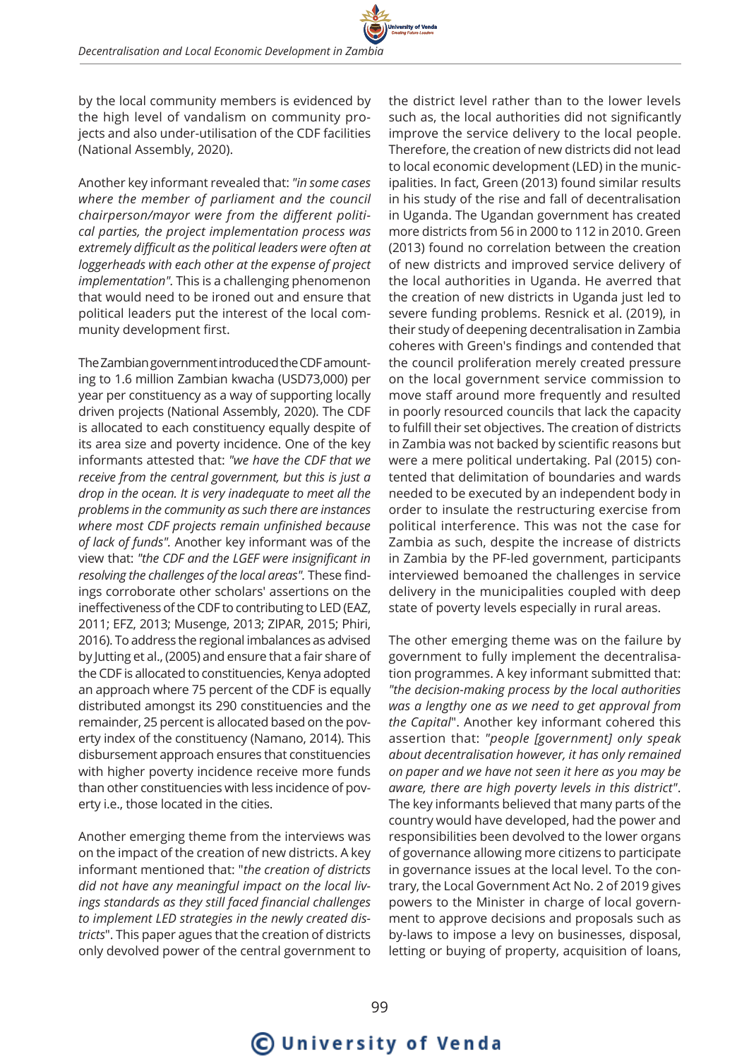by the local community members is evidenced by the high level of vandalism on community projects and also under-utilisation of the CDF facilities (National Assembly, 2020).

Another key informant revealed that: *"in some cases where the member of parliament and the council chairperson/mayor were from the different political parties, the project implementation process was extremely difficult as the political leaders were often at loggerheads with each other at the expense of project implementation"*. This is a challenging phenomenon that would need to be ironed out and ensure that political leaders put the interest of the local community development first.

The Zambian government introduced the CDF amounting to 1.6 million Zambian kwacha (USD73,000) per year per constituency as a way of supporting locally driven projects (National Assembly, 2020). The CDF is allocated to each constituency equally despite of its area size and poverty incidence. One of the key informants attested that: *"we have the CDF that we receive from the central government, but this is just a drop in the ocean. It is very inadequate to meet all the problems in the community as such there are instances where most CDF projects remain unfinished because of lack of funds"*. Another key informant was of the view that: *"the CDF and the LGEF were insignificant in resolving the challenges of the local areas"*. These findings corroborate other scholars' assertions on the ineffectiveness of the CDF to contributing to LED (EAZ, 2011; EFZ, 2013; Musenge, 2013; ZIPAR, 2015; Phiri, 2016). To address the regional imbalances as advised by Jutting et al., (2005) and ensure that a fair share of the CDF is allocated to constituencies, Kenya adopted an approach where 75 percent of the CDF is equally distributed amongst its 290 constituencies and the remainder, 25 percent is allocated based on the poverty index of the constituency (Namano, 2014). This disbursement approach ensures that constituencies with higher poverty incidence receive more funds than other constituencies with less incidence of poverty i.e., those located in the cities.

Another emerging theme from the interviews was on the impact of the creation of new districts. A key informant mentioned that: "*the creation of districts did not have any meaningful impact on the local livings standards as they still faced financial challenges to implement LED strategies in the newly created districts*". This paper agues that the creation of districts only devolved power of the central government to the district level rather than to the lower levels such as, the local authorities did not significantly improve the service delivery to the local people. Therefore, the creation of new districts did not lead to local economic development (LED) in the municipalities. In fact, Green (2013) found similar results in his study of the rise and fall of decentralisation in Uganda. The Ugandan government has created more districts from 56 in 2000 to 112 in 2010. Green (2013) found no correlation between the creation of new districts and improved service delivery of the local authorities in Uganda. He averred that the creation of new districts in Uganda just led to severe funding problems. Resnick et al. (2019), in their study of deepening decentralisation in Zambia coheres with Green's findings and contended that the council proliferation merely created pressure on the local government service commission to move staff around more frequently and resulted in poorly resourced councils that lack the capacity to fulfill their set objectives. The creation of districts in Zambia was not backed by scientific reasons but were a mere political undertaking. Pal (2015) contented that delimitation of boundaries and wards needed to be executed by an independent body in order to insulate the restructuring exercise from political interference. This was not the case for Zambia as such, despite the increase of districts in Zambia by the PF-led government, participants interviewed bemoaned the challenges in service delivery in the municipalities coupled with deep state of poverty levels especially in rural areas.

The other emerging theme was on the failure by government to fully implement the decentralisation programmes. A key informant submitted that: *"the decision-making process by the local authorities was a lengthy one as we need to get approval from the Capital*". Another key informant cohered this assertion that: *"people [government] only speak about decentralisation however, it has only remained on paper and we have not seen it here as you may be aware, there are high poverty levels in this district"*. The key informants believed that many parts of the country would have developed, had the power and responsibilities been devolved to the lower organs of governance allowing more citizens to participate in governance issues at the local level. To the contrary, the Local Government Act No. 2 of 2019 gives powers to the Minister in charge of local government to approve decisions and proposals such as by-laws to impose a levy on businesses, disposal, letting or buying of property, acquisition of loans,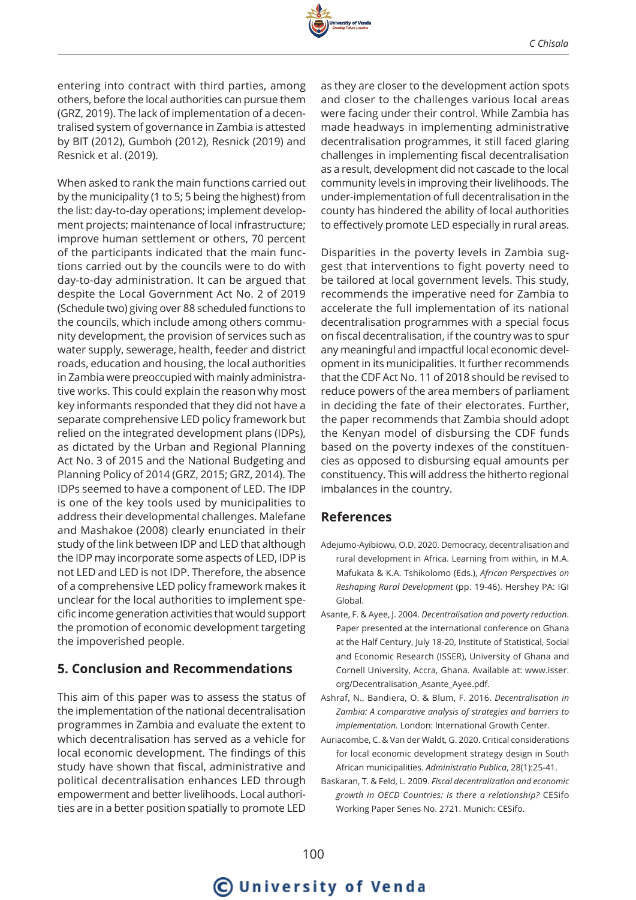entering into contract with third parties, among others, before the local authorities can pursue them (GRZ, 2019). The lack of implementation of a decentralised system of governance in Zambia is attested by BIT (2012), Gumboh (2012), Resnick (2019) and Resnick et al. (2019).

When asked to rank the main functions carried out by the municipality (1 to 5; 5 being the highest) from the list: day-to-day operations; implement development projects; maintenance of local infrastructure; improve human settlement or others, 70 percent of the participants indicated that the main functions carried out by the councils were to do with day-to-day administration. It can be argued that despite the Local Government Act No. 2 of 2019 (Schedule two) giving over 88 scheduled functions to the councils, which include among others community development, the provision of services such as water supply, sewerage, health, feeder and district roads, education and housing, the local authorities in Zambia were preoccupied with mainly administrative works. This could explain the reason why most key informants responded that they did not have a separate comprehensive LED policy framework but relied on the integrated development plans (IDPs), as dictated by the Urban and Regional Planning Act No. 3 of 2015 and the National Budgeting and Planning Policy of 2014 (GRZ, 2015; GRZ, 2014). The IDPs seemed to have a component of LED. The IDP is one of the key tools used by municipalities to address their developmental challenges. Malefane and Mashakoe (2008) clearly enunciated in their study of the link between IDP and LED that although the IDP may incorporate some aspects of LED, IDP is not LED and LED is not IDP. Therefore, the absence of a comprehensive LED policy framework makes it unclear for the local authorities to implement specific income generation activities that would support the promotion of economic development targeting the impoverished people.

## 5. Conclusion and Recommendations

This aim of this paper was to assess the status of the implementation of the national decentralisation programmes in Zambia and evaluate the extent to which decentralisation has served as a vehicle for local economic development. The findings of this study have shown that fiscal, administrative and political decentralisation enhances LED through empowerment and better livelihoods. Local authorities are in a better position spatially to promote LED as they are closer to the development action spots and closer to the challenges various local areas were facing under their control. While Zambia has made headways in implementing administrative decentralisation programmes, it still faced glaring challenges in implementing fiscal decentralisation as a result, development did not cascade to the local community levels in improving their livelihoods. The under-implementation of full decentralisation in the county has hindered the ability of local authorities to effectively promote LED especially in rural areas.

Disparities in the poverty levels in Zambia suggest that interventions to fight poverty need to be tailored at local government levels. This study, recommends the imperative need for Zambia to accelerate the full implementation of its national decentralisation programmes with a special focus on fiscal decentralisation, if the country was to spur any meaningful and impactful local economic development in its municipalities. It further recommends that the CDF Act No. 11 of 2018 should be revised to reduce powers of the area members of parliament in deciding the fate of their electorates. Further, the paper recommends that Zambia should adopt the Kenyan model of disbursing the CDF funds based on the poverty indexes of the constituencies as opposed to disbursing equal amounts per constituency. This will address the hitherto regional imbalances in the country.

## References

Adejumo-Ayibiowu, O.D. 2020. Democracy, decentralisation and rural development in Africa. Learning from within, in M.A. Mafukata & K.A. Tshikolomo (Eds.), *African Perspectives on Reshaping Rural Development* (pp. 19-46). Hershey PA: IGI Global.

Asante, F. & Ayee, J. 2004. *Decentralisation and poverty reduction*. Paper presented at the international conference on Ghana at the Half Century, July 18-20, Institute of Statistical, Social and Economic Research (ISSER), University of Ghana and Cornell University, Accra, Ghana. Available at: www.isser.org/Decentralisation_Asante_Ayee.pdf.

Ashraf, N., Bandiera, O. & Blum, F. 2016. *Decentralisation in Zambia: A comparative analysis of strategies and barriers to implementation.* London: International Growth Center.

Auriacombe, C. & Van der Waldt, G. 2020. Critical considerations for local economic development strategy design in South African municipalities. *Administratio Publica*, 28(1):25-41.

Baskaran, T. & Feld, L. 2009. *Fiscal decentralization and economic growth in OECD Countries: Is there a relationship?* CESifo Working Paper Series No. 2721. Munich: CESifo.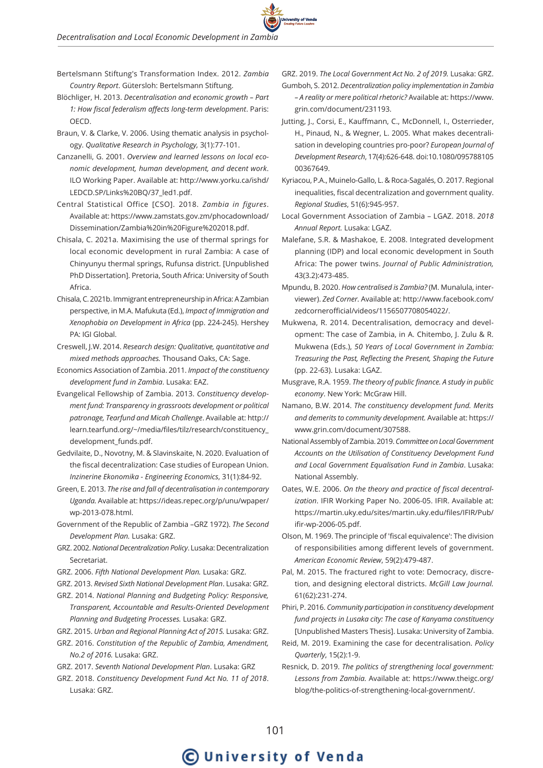Bertelsmann Stiftung's Transformation Index. 2012. *Zambia Country Report*. Gütersloh: Bertelsmann Stiftung.

Blöchliger, H. 2013. *Decentralisation and economic growth – Part 1: How fiscal federalism affects long-term development*. Paris: OECD.

Braun, V. & Clarke, V. 2006. Using thematic analysis in psychology. *Qualitative Research in Psychology,* 3(1):77-101.

Canzanelli, G. 2001. *Overview and learned lessons on local economic development, human development, and decent work*. ILO Working Paper. Available at: http://www.yorku.ca/ishd/LEDCD.SP/Links%20BQ/37_led1.pdf.

Central Statistical Office [CSO]. 2018. *Zambia in figures*. Available at: https://www.zamstats.gov.zm/phocadownload/Dissemination/Zambia%20in%20Figure%202018.pdf.

Chisala, C. 2021a. Maximising the use of thermal springs for local economic development in rural Zambia: A case of Chinyunyu thermal springs, Rufunsa district. [Unpublished PhD Dissertation]. Pretoria, South Africa: University of South Africa.

Chisala, C. 2021b. Immigrant entrepreneurship in Africa: A Zambian perspective, in M.A. Mafukuta (Ed.), *Impact of Immigration and Xenophobia on Development in Africa* (pp. 224-245). Hershey PA: IGI Global.

Creswell, J.W. 2014. *Research design: Qualitative, quantitative and mixed methods approaches.* Thousand Oaks, CA: Sage.

Economics Association of Zambia. 2011. *Impact of the constituency development fund in Zambia*. Lusaka: EAZ.

Evangelical Fellowship of Zambia. 2013. *Constituency development fund: Transparency in grassroots development or political patronage, Tearfund and Micah Challenge*. Available at: http://learn.tearfund.org/~/media/files/tilz/research/constituency_development_funds.pdf.

Gedvilaite, D., Novotny, M. & Slavinskaite, N. 2020. Evaluation of the fiscal decentralization: Case studies of European Union. *Inzinerine Ekonomika - Engineering Economics*, 31(1):84-92.

Green, E. 2013. *The rise and fall of decentralisation in contemporary Uganda.* Available at: https://ideas.repec.org/p/unu/wpaper/wp-2013-078.html.

Government of the Republic of Zambia –GRZ 1972). *The Second Development Plan.* Lusaka: GRZ.

GRZ. 2002. *National Decentralization Policy*. Lusaka: Decentralization Secretariat.

GRZ. 2006. *Fifth National Development Plan.* Lusaka: GRZ.

GRZ. 2013. *Revised Sixth National Development Plan*. Lusaka: GRZ.

GRZ. 2014. *National Planning and Budgeting Policy: Responsive, Transparent, Accountable and Results-Oriented Development Planning and Budgeting Processes.* Lusaka: GRZ.

GRZ. 2015. *Urban and Regional Planning Act of 2015.* Lusaka: GRZ.

GRZ. 2016. *Constitution of the Republic of Zambia, Amendment, No.2 of 2016.* Lusaka: GRZ.

GRZ. 2017. *Seventh National Development Plan*. Lusaka: GRZ

GRZ. 2018. *Constituency Development Fund Act No. 11 of 2018*. Lusaka: GRZ.

GRZ. 2019. *The Local Government Act No. 2 of 2019.* Lusaka: GRZ.

Gumboh, S. 2012. *Decentralization policy implementation in Zambia – A reality or mere political rhetoric?* Available at: https://www.grin.com/document/231193.

Jutting, J., Corsi, E., Kauffmann, C., McDonnell, I., Osterrieder, H., Pinaud, N., & Wegner, L. 2005. What makes decentralisation in developing countries pro-poor? *European Journal of Development Research*, 17(4):626-648. doi:10.1080/09578810500367649.

Kyriacou, P.A., Muinelo-Gallo, L. & Roca-Sagalés, O. 2017. Regional inequalities, fiscal decentralization and government quality. *Regional Studies*, 51(6):945-957.

Local Government Association of Zambia – LGAZ. 2018. *2018 Annual Report.* Lusaka: LGAZ.

Malefane, S.R. & Mashakoe, E. 2008. Integrated development planning (IDP) and local economic development in South Africa: The power twins. *Journal of Public Administration,* 43(3.2):473-485.

Mpundu, B. 2020. *How centralised is Zambia?* (M. Munalula, interviewer). *Zed Corner.* Available at: http://www.facebook.com/zedcornerofficial/videos/1156507708054022/.

Mukwena, R. 2014. Decentralisation, democracy and development: The case of Zambia, in A. Chitembo, J. Zulu & R. Mukwena (Eds.), *50 Years of Local Government in Zambia: Treasuring the Past, Reflecting the Present, Shaping the Future* (pp. 22-63). Lusaka: LGAZ.

Musgrave, R.A. 1959. *The theory of public finance. A study in public economy*. New York: McGraw Hill.

Namano, B.W. 2014. *The constituency development fund. Merits and demerits to community development.* Available at: https://www.grin.com/document/307588.

National Assembly of Zambia. 2019. *Committee on Local Government Accounts on the Utilisation of Constituency Development Fund and Local Government Equalisation Fund in Zambia*. Lusaka: National Assembly.

Oates, W.E. 2006. *On the theory and practice of fiscal decentralization*. IFIR Working Paper No. 2006-05. IFIR. Available at: https://martin.uky.edu/sites/martin.uky.edu/files/IFIR/Pub/ifir-wp-2006-05.pdf.

Olson, M. 1969. The principle of 'fiscal equivalence': The division of responsibilities among different levels of government. *American Economic Review*, 59(2):479-487.

Pal, M. 2015. The fractured right to vote: Democracy, discretion, and designing electoral districts. *McGill Law Journal.* 61(62):231-274.

Phiri, P. 2016. *Community participation in constituency development fund projects in Lusaka city: The case of Kanyama constituency* [Unpublished Masters Thesis]. Lusaka: University of Zambia.

Reid, M. 2019. Examining the case for decentralisation. *Policy Quarterly*, 15(2):1-9.

Resnick, D. 2019. *The politics of strengthening local government: Lessons from Zambia.* Available at: https://www.theigc.org/blog/the-politics-of-strengthening-local-government/.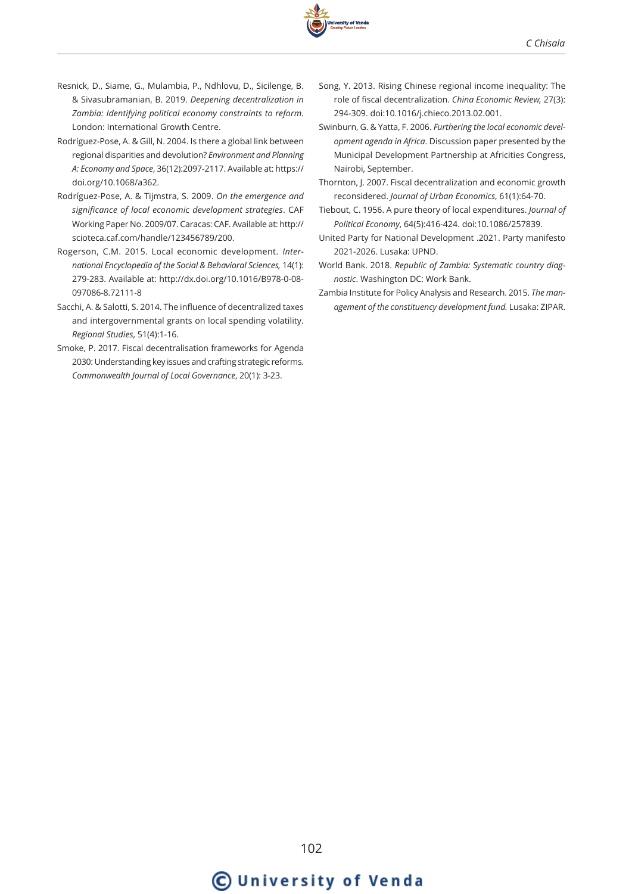Resnick, D., Siame, G., Mulambia, P., Ndhlovu, D., Sicilenge, B. & Sivasubramanian, B. 2019. *Deepening decentralization in Zambia: Identifying political economy constraints to reform.* London: International Growth Centre.

Rodríguez-Pose, A. & Gill, N. 2004. Is there a global link between regional disparities and devolution? *Environment and Planning A: Economy and Space*, 36(12):2097-2117. Available at: https://doi.org/10.1068/a362.

Rodríguez-Pose, A. & Tijmstra, S. 2009. *On the emergence and significance of local economic development strategies*. CAF Working Paper No. 2009/07. Caracas: CAF. Available at: http://scioteca.caf.com/handle/123456789/200.

Rogerson, C.M. 2015. Local economic development. *International Encyclopedia of the Social & Behavioral Sciences,* 14(1): 279-283. Available at: http://dx.doi.org/10.1016/B978-0-08-097086-8.72111-8

Sacchi, A. & Salotti, S. 2014. The influence of decentralized taxes and intergovernmental grants on local spending volatility. *Regional Studies*, 51(4):1-16.

Smoke, P. 2017. Fiscal decentralisation frameworks for Agenda 2030: Understanding key issues and crafting strategic reforms. *Commonwealth Journal of Local Governance*, 20(1): 3-23.

Song, Y. 2013. Rising Chinese regional income inequality: The role of fiscal decentralization. *China Economic Review,* 27(3): 294-309. doi:10.1016/j.chieco.2013.02.001.

Swinburn, G. & Yatta, F. 2006. *Furthering the local economic development agenda in Africa*. Discussion paper presented by the Municipal Development Partnership at Africities Congress, Nairobi, September.

Thornton, J. 2007. Fiscal decentralization and economic growth reconsidered. *Journal of Urban Economics*, 61(1):64-70.

Tiebout, C. 1956. A pure theory of local expenditures. *Journal of Political Economy*, 64(5):416-424. doi:10.1086/257839.

United Party for National Development .2021. Party manifesto 2021-2026. Lusaka: UPND.

World Bank. 2018. *Republic of Zambia: Systematic country diagnostic*. Washington DC: Work Bank.

Zambia Institute for Policy Analysis and Research. 2015. *The management of the constituency development fund.* Lusaka: ZIPAR.